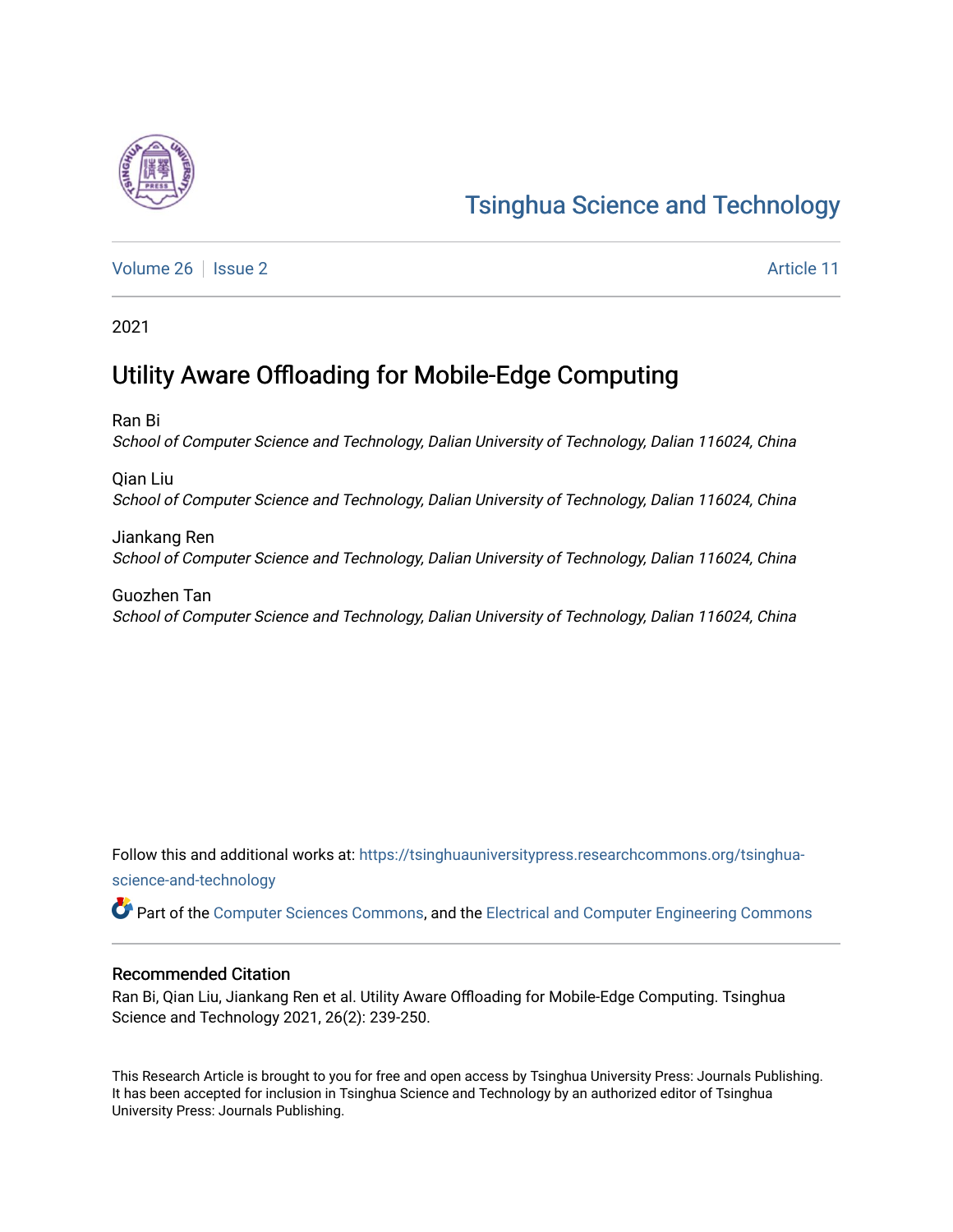# Tsinghua Science and Technology

Volume 26 | Issue 2 | Article 11

2021

## Utility Aware Offloading for Mobile-Edge Computing

Ran Bi
*School of Computer Science and Technology, Dalian University of Technology, Dalian 116024, China*

Qian Liu
*School of Computer Science and Technology, Dalian University of Technology, Dalian 116024, China*

Jiankang Ren
*School of Computer Science and Technology, Dalian University of Technology, Dalian 116024, China*

Guozhen Tan
*School of Computer Science and Technology, Dalian University of Technology, Dalian 116024, China*

Follow this and additional works at: https://tsinghuauniversitypress.researchcommons.org/tsinghua-science-and-technology

Part of the Computer Sciences Commons, and the Electrical and Computer Engineering Commons

### Recommended Citation

Ran Bi, Qian Liu, Jiankang Ren et al. Utility Aware Offloading for Mobile-Edge Computing. Tsinghua Science and Technology 2021, 26(2): 239-250.

This Research Article is brought to you for free and open access by Tsinghua University Press: Journals Publishing. It has been accepted for inclusion in Tsinghua Science and Technology by an authorized editor of Tsinghua University Press: Journals Publishing.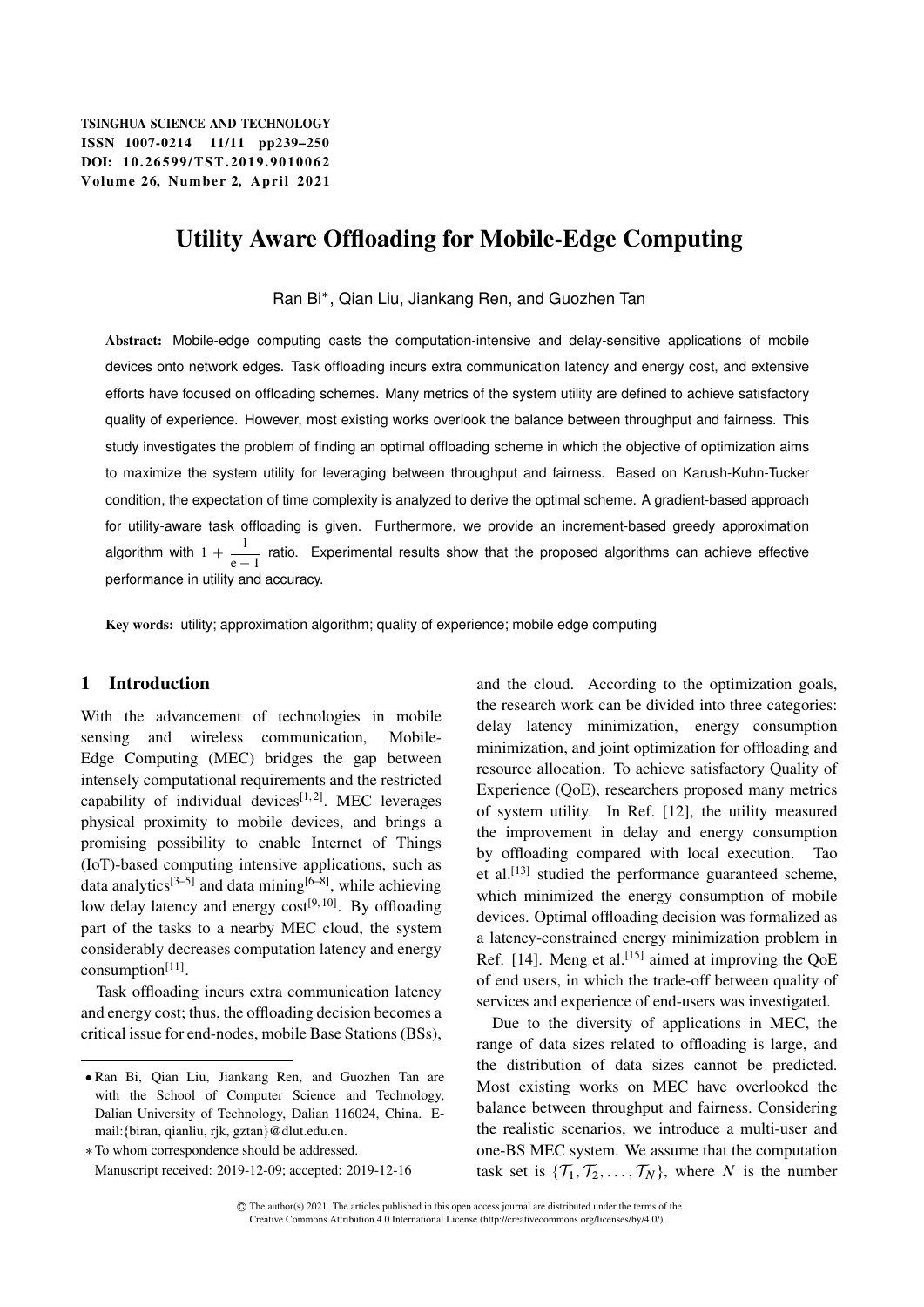# Utility Aware Offloading for Mobile-Edge Computing

Ran Bi*, Qian Liu, Jiankang Ren, and Guozhen Tan

**Abstract:** Mobile-edge computing casts the computation-intensive and delay-sensitive applications of mobile devices onto network edges. Task offloading incurs extra communication latency and energy cost, and extensive efforts have focused on offloading schemes. Many metrics of the system utility are defined to achieve satisfactory quality of experience. However, most existing works overlook the balance between throughput and fairness. This study investigates the problem of finding an optimal offloading scheme in which the objective of optimization aims to maximize the system utility for leveraging between throughput and fairness. Based on Karush-Kuhn-Tucker condition, the expectation of time complexity is analyzed to derive the optimal scheme. A gradient-based approach for utility-aware task offloading is given. Furthermore, we provide an increment-based greedy approximation algorithm with $1 + \frac{1}{e-1}$ ratio. Experimental results show that the proposed algorithms can achieve effective performance in utility and accuracy.

**Key words:** utility; approximation algorithm; quality of experience; mobile edge computing

## 1 Introduction

With the advancement of technologies in mobile sensing and wireless communication, Mobile-Edge Computing (MEC) bridges the gap between intensely computational requirements and the restricted capability of individual devices[1,2]. MEC leverages physical proximity to mobile devices, and brings a promising possibility to enable Internet of Things (IoT)-based computing intensive applications, such as data analytics[3–5] and data mining[6–8], while achieving low delay latency and energy cost[9,10]. By offloading part of the tasks to a nearby MEC cloud, the system considerably decreases computation latency and energy consumption[11].

Task offloading incurs extra communication latency and energy cost; thus, the offloading decision becomes a critical issue for end-nodes, mobile Base Stations (BSs), and the cloud. According to the optimization goals, the research work can be divided into three categories: delay latency minimization, energy consumption minimization, and joint optimization for offloading and resource allocation. To achieve satisfactory Quality of Experience (QoE), researchers proposed many metrics of system utility. In Ref. [12], the utility measured the improvement in delay and energy consumption by offloading compared with local execution. Tao et al.[13] studied the performance guaranteed scheme, which minimized the energy consumption of mobile devices. Optimal offloading decision was formalized as a latency-constrained energy minimization problem in Ref. [14]. Meng et al.[15] aimed at improving the QoE of end users, in which the trade-off between quality of services and experience of end-users was investigated.

Due to the diversity of applications in MEC, the range of data sizes related to offloading is large, and the distribution of data sizes cannot be predicted. Most existing works on MEC have overlooked the balance between throughput and fairness. Considering the realistic scenarios, we introduce a multi-user and one-BS MEC system. We assume that the computation task set is $\{\mathcal{T}_1, \mathcal{T}_2, \ldots, \mathcal{T}_N\}$, where $N$ is the number

---

- Ran Bi, Qian Liu, Jiankang Ren, and Guozhen Tan are with the School of Computer Science and Technology, Dalian University of Technology, Dalian 116024, China. E-mail:{biran, qianliu, rjk, gztan}@dlut.edu.cn.

\* To whom correspondence should be addressed.

Manuscript received: 2019-12-09; accepted: 2019-12-16

© The author(s) 2021. The articles published in this open access journal are distributed under the terms of the Creative Commons Attribution 4.0 International License (http://creativecommons.org/licenses/by/4.0/).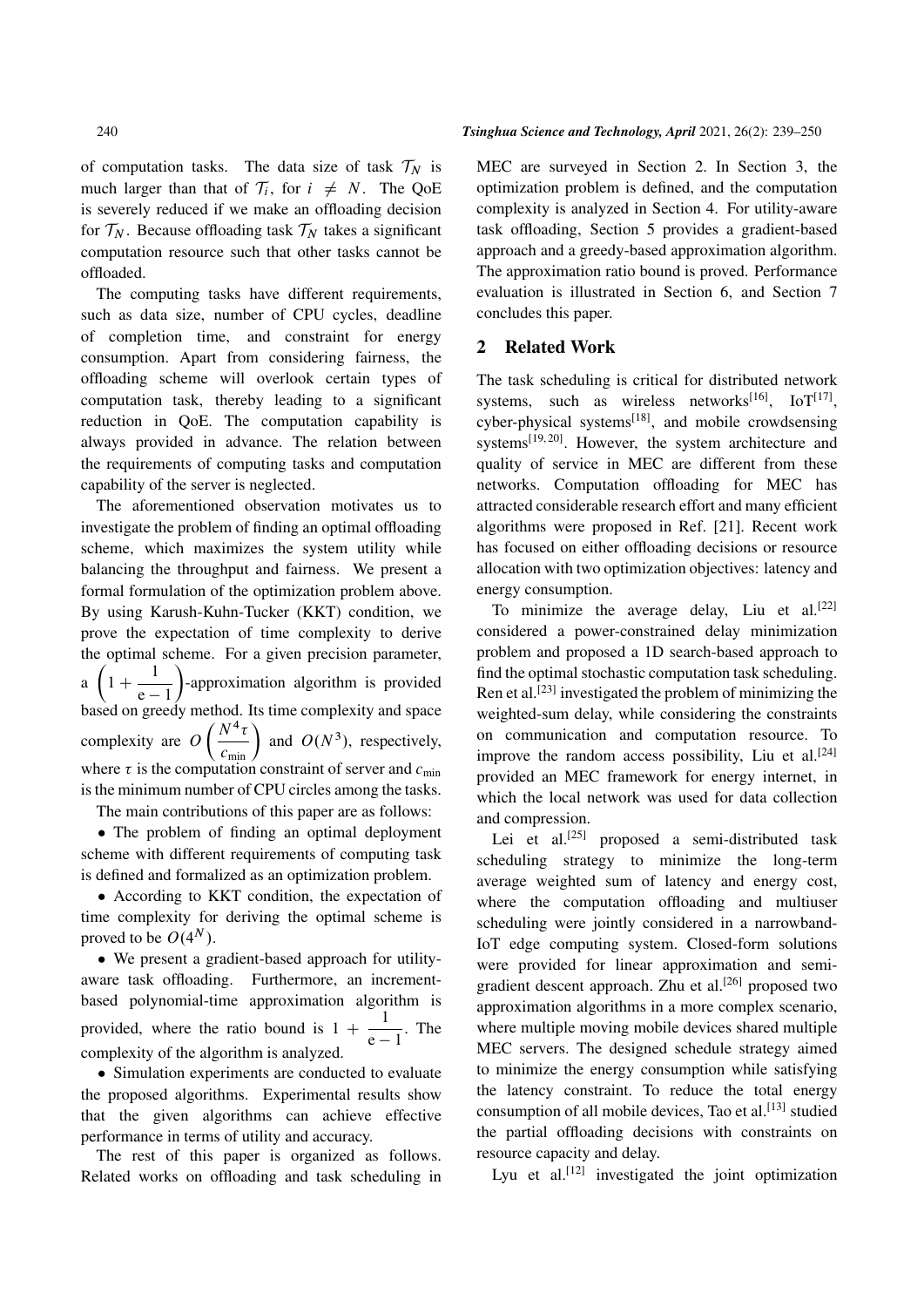of computation tasks. The data size of task $\mathcal{T}_N$ is much larger than that of $\mathcal{T}_i$, for $i \neq N$. The QoE is severely reduced if we make an offloading decision for $\mathcal{T}_N$. Because offloading task $\mathcal{T}_N$ takes a significant computation resource such that other tasks cannot be offloaded.

The computing tasks have different requirements, such as data size, number of CPU cycles, deadline of completion time, and constraint for energy consumption. Apart from considering fairness, the offloading scheme will overlook certain types of computation task, thereby leading to a significant reduction in QoE. The computation capability is always provided in advance. The relation between the requirements of computing tasks and computation capability of the server is neglected.

The aforementioned observation motivates us to investigate the problem of finding an optimal offloading scheme, which maximizes the system utility while balancing the throughput and fairness. We present a formal formulation of the optimization problem above. By using Karush-Kuhn-Tucker (KKT) condition, we prove the expectation of time complexity to derive the optimal scheme. For a given precision parameter, a $\left(1+\dfrac{1}{\mathrm{e}-1}\right)$-approximation algorithm is provided based on greedy method. Its time complexity and space complexity are $O\left(\dfrac{N^4\tau}{c_{\min}}\right)$ and $O(N^3)$, respectively, where $\tau$ is the computation constraint of server and $c_{\min}$ is the minimum number of CPU circles among the tasks.

The main contributions of this paper are as follows:

- The problem of finding an optimal deployment scheme with different requirements of computing task is defined and formalized as an optimization problem.
- According to KKT condition, the expectation of time complexity for deriving the optimal scheme is proved to be $O(4^N)$.
- We present a gradient-based approach for utility-aware task offloading. Furthermore, an increment-based polynomial-time approximation algorithm is provided, where the ratio bound is $1+\dfrac{1}{\mathrm{e}-1}$. The complexity of the algorithm is analyzed.
- Simulation experiments are conducted to evaluate the proposed algorithms. Experimental results show that the given algorithms can achieve effective performance in terms of utility and accuracy.

The rest of this paper is organized as follows. Related works on offloading and task scheduling in MEC are surveyed in Section 2. In Section 3, the optimization problem is defined, and the computation complexity is analyzed in Section 4. For utility-aware task offloading, Section 5 provides a gradient-based approach and a greedy-based approximation algorithm. The approximation ratio bound is proved. Performance evaluation is illustrated in Section 6, and Section 7 concludes this paper.

## 2 Related Work

The task scheduling is critical for distributed network systems, such as wireless networks[16], IoT[17], cyber-physical systems[18], and mobile crowdsensing systems[19,20]. However, the system architecture and quality of service in MEC are different from these networks. Computation offloading for MEC has attracted considerable research effort and many efficient algorithms were proposed in Ref. [21]. Recent work has focused on either offloading decisions or resource allocation with two optimization objectives: latency and energy consumption.

To minimize the average delay, Liu et al.[22] considered a power-constrained delay minimization problem and proposed a 1D search-based approach to find the optimal stochastic computation task scheduling. Ren et al.[23] investigated the problem of minimizing the weighted-sum delay, while considering the constraints on communication and computation resource. To improve the random access possibility, Liu et al.[24] provided an MEC framework for energy internet, in which the local network was used for data collection and compression.

Lei et al.[25] proposed a semi-distributed task scheduling strategy to minimize the long-term average weighted sum of latency and energy cost, where the computation offloading and multiuser scheduling were jointly considered in a narrowband-IoT edge computing system. Closed-form solutions were provided for linear approximation and semi-gradient descent approach. Zhu et al.[26] proposed two approximation algorithms in a more complex scenario, where multiple moving mobile devices shared multiple MEC servers. The designed schedule strategy aimed to minimize the energy consumption while satisfying the latency constraint. To reduce the total energy consumption of all mobile devices, Tao et al.[13] studied the partial offloading decisions with constraints on resource capacity and delay.

Lyu et al.[12] investigated the joint optimization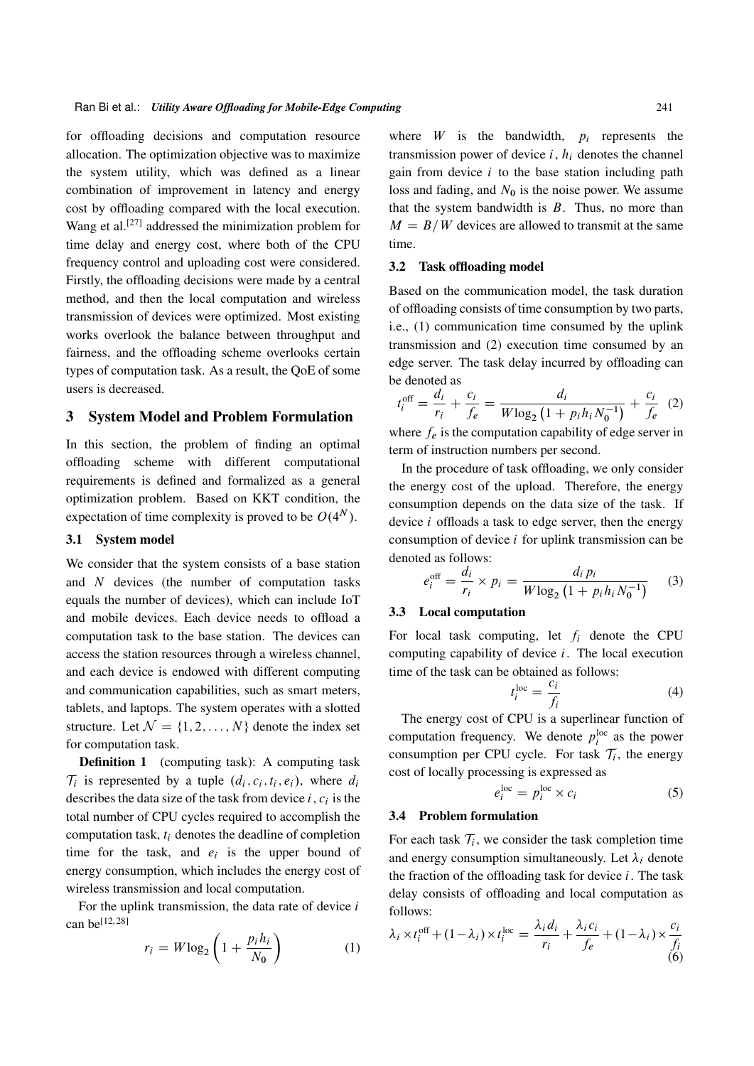for offloading decisions and computation resource allocation. The optimization objective was to maximize the system utility, which was defined as a linear combination of improvement in latency and energy cost by offloading compared with the local execution. Wang et al.[27] addressed the minimization problem for time delay and energy cost, where both of the CPU frequency control and uploading cost were considered. Firstly, the offloading decisions were made by a central method, and then the local computation and wireless transmission of devices were optimized. Most existing works overlook the balance between throughput and fairness, and the offloading scheme overlooks certain types of computation task. As a result, the QoE of some users is decreased.

## 3 System Model and Problem Formulation

In this section, the problem of finding an optimal offloading scheme with different computational requirements is defined and formalized as a general optimization problem. Based on KKT condition, the expectation of time complexity is proved to be $O(4^N)$.

### 3.1 System model

We consider that the system consists of a base station and $N$ devices (the number of computation tasks equals the number of devices), which can include IoT and mobile devices. Each device needs to offload a computation task to the base station. The devices can access the station resources through a wireless channel, and each device is endowed with different computing and communication capabilities, such as smart meters, tablets, and laptops. The system operates with a slotted structure. Let $\mathcal{N} = \{1, 2, \ldots, N\}$ denote the index set for computation task.

**Definition 1** (computing task): A computing task $\mathcal{T}_i$ is represented by a tuple $(d_i, c_i, t_i, e_i)$, where $d_i$ describes the data size of the task from device $i$, $c_i$ is the total number of CPU cycles required to accomplish the computation task, $t_i$ denotes the deadline of completion time for the task, and $e_i$ is the upper bound of energy consumption, which includes the energy cost of wireless transmission and local computation.

For the uplink transmission, the data rate of device $i$ can be[12, 28]

$$r_i = W \log_2 \left(1 + \frac{p_i h_i}{N_0}\right) \tag{1}$$

where $W$ is the bandwidth, $p_i$ represents the transmission power of device $i$, $h_i$ denotes the channel gain from device $i$ to the base station including path loss and fading, and $N_0$ is the noise power. We assume that the system bandwidth is $B$. Thus, no more than $M = B/W$ devices are allowed to transmit at the same time.

### 3.2 Task offloading model

Based on the communication model, the task duration of offloading consists of time consumption by two parts, i.e., (1) communication time consumed by the uplink transmission and (2) execution time consumed by an edge server. The task delay incurred by offloading can be denoted as

$$t_i^{\text{off}} = \frac{d_i}{r_i} + \frac{c_i}{f_e} = \frac{d_i}{W \log_2 \left(1 + p_i h_i N_0^{-1}\right)} + \frac{c_i}{f_e} \tag{2}$$

where $f_e$ is the computation capability of edge server in term of instruction numbers per second.

In the procedure of task offloading, we only consider the energy cost of the upload. Therefore, the energy consumption depends on the data size of the task. If device $i$ offloads a task to edge server, then the energy consumption of device $i$ for uplink transmission can be denoted as follows:

$$e_i^{\text{off}} = \frac{d_i}{r_i} \times p_i = \frac{d_i \, p_i}{W \log_2 \left(1 + p_i h_i N_0^{-1}\right)} \tag{3}$$

### 3.3 Local computation

For local task computing, let $f_i$ denote the CPU computing capability of device $i$. The local execution time of the task can be obtained as follows:

$$t_i^{\text{loc}} = \frac{c_i}{f_i} \tag{4}$$

The energy cost of CPU is a superlinear function of computation frequency. We denote $p_i^{\text{loc}}$ as the power consumption per CPU cycle. For task $\mathcal{T}_i$, the energy cost of locally processing is expressed as

$$e_i^{\text{loc}} = p_i^{\text{loc}} \times c_i \tag{5}$$

### 3.4 Problem formulation

For each task $\mathcal{T}_i$, we consider the task completion time and energy consumption simultaneously. Let $\lambda_i$ denote the fraction of the offloading task for device $i$. The task delay consists of offloading and local computation as follows:

$$\lambda_i \times t_i^{\text{off}} + (1 - \lambda_i) \times t_i^{\text{loc}} = \frac{\lambda_i d_i}{r_i} + \frac{\lambda_i c_i}{f_e} + (1 - \lambda_i) \times \frac{c_i}{f_i} \tag{6}$$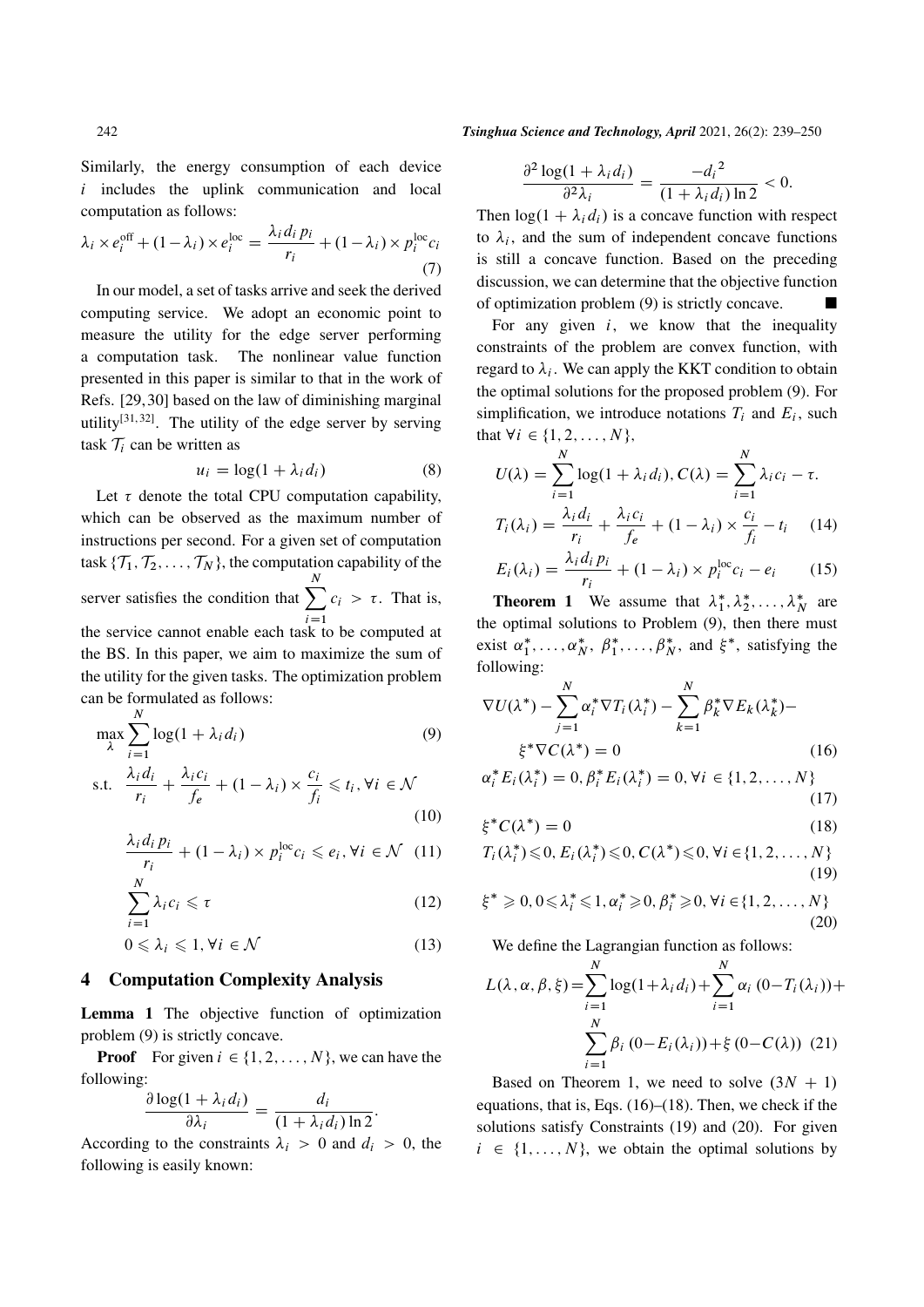Similarly, the energy consumption of each device $i$ includes the uplink communication and local computation as follows:

$$\lambda_i \times e_i^{\text{off}} + (1-\lambda_i) \times e_i^{\text{loc}} = \frac{\lambda_i d_i p_i}{r_i} + (1-\lambda_i) \times p_i^{\text{loc}} c_i \tag{7}$$

In our model, a set of tasks arrive and seek the derived computing service. We adopt an economic point to measure the utility for the edge server performing a computation task. The nonlinear value function presented in this paper is similar to that in the work of Refs. [29,30] based on the law of diminishing marginal utility[31,32]. The utility of the edge server by serving task $\mathcal{T}_i$ can be written as

$$u_i = \log(1 + \lambda_i d_i) \tag{8}$$

Let $\tau$ denote the total CPU computation capability, which can be observed as the maximum number of instructions per second. For a given set of computation task $\{\mathcal{T}_1, \mathcal{T}_2, \ldots, \mathcal{T}_N\}$, the computation capability of the server satisfies the condition that $\sum_{i=1}^{N} c_i > \tau$. That is, the service cannot enable each task to be computed at the BS. In this paper, we aim to maximize the sum of the utility for the given tasks. The optimization problem can be formulated as follows:

$$\max_{\lambda} \sum_{i=1}^{N} \log(1 + \lambda_i d_i) \tag{9}$$

$$\text{s.t.} \quad \frac{\lambda_i d_i}{r_i} + \frac{\lambda_i c_i}{f_e} + (1-\lambda_i) \times \frac{c_i}{f_i} \leqslant t_i, \forall i \in \mathcal{N} \tag{10}$$

$$\frac{\lambda_i d_i p_i}{r_i} + (1-\lambda_i) \times p_i^{\text{loc}} c_i \leqslant e_i, \forall i \in \mathcal{N} \tag{11}$$

$$\sum_{i=1}^{N} \lambda_i c_i \leqslant \tau \tag{12}$$

$$0 \leqslant \lambda_i \leqslant 1, \forall i \in \mathcal{N} \tag{13}$$

## 4 Computation Complexity Analysis

**Lemma 1** The objective function of optimization problem (9) is strictly concave.

**Proof** For given $i \in \{1, 2, \ldots, N\}$, we can have the following:

$$\frac{\partial \log(1 + \lambda_i d_i)}{\partial \lambda_i} = \frac{d_i}{(1 + \lambda_i d_i) \ln 2}.$$

According to the constraints $\lambda_i > 0$ and $d_i > 0$, the following is easily known:

$$\frac{\partial^2 \log(1 + \lambda_i d_i)}{\partial^2 \lambda_i} = \frac{-{d_i}^2}{(1 + \lambda_i d_i) \ln 2} < 0.$$

Then $\log(1 + \lambda_i d_i)$ is a concave function with respect to $\lambda_i$, and the sum of independent concave functions is still a concave function. Based on the preceding discussion, we can determine that the objective function of optimization problem (9) is strictly concave. ■

For any given $i$, we know that the inequality constraints of the problem are convex function, with regard to $\lambda_i$. We can apply the KKT condition to obtain the optimal solutions for the proposed problem (9). For simplification, we introduce notations $T_i$ and $E_i$, such that $\forall i \in \{1, 2, \ldots, N\}$,

$$U(\lambda) = \sum_{i=1}^{N} \log(1 + \lambda_i d_i), C(\lambda) = \sum_{i=1}^{N} \lambda_i c_i - \tau.$$

$$T_i(\lambda_i) = \frac{\lambda_i d_i}{r_i} + \frac{\lambda_i c_i}{f_e} + (1-\lambda_i) \times \frac{c_i}{f_i} - t_i \tag{14}$$

$$E_i(\lambda_i) = \frac{\lambda_i d_i p_i}{r_i} + (1-\lambda_i) \times p_i^{\text{loc}} c_i - e_i \tag{15}$$

**Theorem 1** We assume that $\lambda_1^*, \lambda_2^*, \ldots, \lambda_N^*$ are the optimal solutions to Problem (9), then there must exist $\alpha_1^*, \ldots, \alpha_N^*$, $\beta_1^*, \ldots, \beta_N^*$, and $\xi^*$, satisfying the following:

$$\nabla U(\lambda^*) - \sum_{j=1}^{N} \alpha_i^* \nabla T_i(\lambda_i^*) - \sum_{k=1}^{N} \beta_k^* \nabla E_k(\lambda_k^*) - \xi^* \nabla C(\lambda^*) = 0 \tag{16}$$

$$\alpha_i^* E_i(\lambda_i^*) = 0, \beta_i^* E_i(\lambda_i^*) = 0, \forall i \in \{1, 2, \ldots, N\} \tag{17}$$

$$\xi^* C(\lambda^*) = 0 \tag{18}$$

$$T_i(\lambda_i^*) \leqslant 0, E_i(\lambda_i^*) \leqslant 0, C(\lambda^*) \leqslant 0, \forall i \in \{1, 2, \ldots, N\} \tag{19}$$

$$\xi^* \geqslant 0, 0 \leqslant \lambda_i^* \leqslant 1, \alpha_i^* \geqslant 0, \beta_i^* \geqslant 0, \forall i \in \{1, 2, \ldots, N\} \tag{20}$$

We define the Lagrangian function as follows:

$$L(\lambda, \alpha, \beta, \xi) = \sum_{i=1}^{N} \log(1 + \lambda_i d_i) + \sum_{i=1}^{N} \alpha_i \, (0 - T_i(\lambda_i)) + \sum_{i=1}^{N} \beta_i \, (0 - E_i(\lambda_i)) + \xi \, (0 - C(\lambda)) \tag{21}$$

Based on Theorem 1, we need to solve $(3N + 1)$ equations, that is, Eqs. (16)–(18). Then, we check if the solutions satisfy Constraints (19) and (20). For given $i \in \{1, \ldots, N\}$, we obtain the optimal solutions by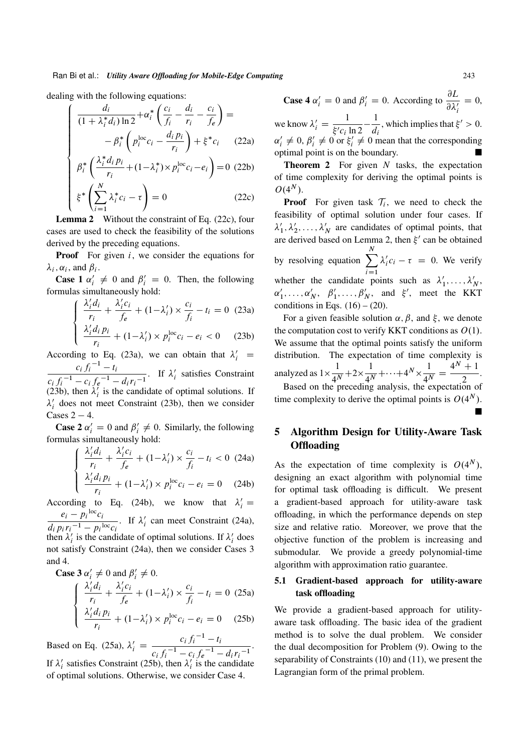dealing with the following equations:

$$
\begin{cases}
\dfrac{d_i}{(1+\lambda_i^* d_i)\ln 2} + \alpha_i^* \left(\dfrac{c_i}{f_i} - \dfrac{d_i}{r_i} - \dfrac{c_i}{f_e}\right) = \\
\qquad - \beta_i^* \left(p_i^{\text{loc}} c_i - \dfrac{d_i p_i}{r_i}\right) + \xi^* c_i & \text{(22a)} \\
\beta_i^* \left(\dfrac{\lambda_i^* d_i p_i}{r_i} + (1-\lambda_i^*) \times p_i^{\text{loc}} c_i - e_i\right) = 0 & \text{(22b)} \\
\xi^* \left(\displaystyle\sum_{i=1}^{N} \lambda_i^* c_i - \tau\right) = 0 & \text{(22c)}
\end{cases}
$$

**Lemma 2** Without the constraint of Eq. (22c), four cases are used to check the feasibility of the solutions derived by the preceding equations.

**Proof** For given $i$, we consider the equations for $\lambda_i, \alpha_i$, and $\beta_i$.

**Case 1** $\alpha_i' \neq 0$ and $\beta_i' = 0$. Then, the following formulas simultaneously hold:

$$
\begin{cases}
\dfrac{\lambda_i' d_i}{r_i} + \dfrac{\lambda_i' c_i}{f_e} + (1-\lambda_i') \times \dfrac{c_i}{f_i} - t_i = 0 & \text{(23a)} \\
\dfrac{\lambda_i' d_i p_i}{r_i} + (1-\lambda_i') \times p_i^{\text{loc}} c_i - e_i < 0 & \text{(23b)}
\end{cases}
$$

According to Eq. (23a), we can obtain that $\lambda_i' = \dfrac{c_i f_i^{-1} - t_i}{c_i f_i^{-1} - c_i f_e^{-1} - d_i r_i^{-1}}$. If $\lambda_i'$ satisfies Constraint (23b), then $\lambda_i'$ is the candidate of optimal solutions. If $\lambda_i'$ does not meet Constraint (23b), then we consider Cases $2-4$.

**Case 2** $\alpha_i' = 0$ and $\beta_i' \neq 0$. Similarly, the following formulas simultaneously hold:

$$
\begin{cases}
\dfrac{\lambda_i' d_i}{r_i} + \dfrac{\lambda_i' c_i}{f_e} + (1-\lambda_i') \times \dfrac{c_i}{f_i} - t_i < 0 & \text{(24a)} \\
\dfrac{\lambda_i' d_i p_i}{r_i} + (1-\lambda_i') \times p_i^{\text{loc}} c_i - e_i = 0 & \text{(24b)}
\end{cases}
$$

According to Eq. (24b), we know that $\lambda_i' = \dfrac{e_i - p_i{}^{\text{loc}} c_i}{d_i p_i r_i{}^{-1} - p_i{}^{\text{loc}} c_i}$. If $\lambda_i'$ can meet Constraint (24a), then $\lambda_i'$ is the candidate of optimal solutions. If $\lambda_i'$ does not satisfy Constraint (24a), then we consider Cases 3 and 4.

**Case 3** $\alpha_i' \neq 0$ and $\beta_i' \neq 0$.

$$
\begin{cases}
\dfrac{\lambda_i' d_i}{r_i} + \dfrac{\lambda_i' c_i}{f_e} + (1-\lambda_i') \times \dfrac{c_i}{f_i} - t_i = 0 & \text{(25a)} \\
\dfrac{\lambda_i' d_i p_i}{r_i} + (1-\lambda_i') \times p_i^{\text{loc}} c_i - e_i = 0 & \text{(25b)}
\end{cases}
$$

Based on Eq. (25a), $\lambda_i' = \dfrac{c_i f_i{}^{-1} - t_i}{c_i f_i{}^{-1} - c_i f_e{}^{-1} - d_i r_i{}^{-1}}$. If $\lambda_i'$ satisfies Constraint (25b), then $\lambda_i'$ is the candidate of optimal solutions. Otherwise, we consider Case 4.

**Case 4** $\alpha_i' = 0$ and $\beta_i' = 0$. According to $\dfrac{\partial L}{\partial \lambda_i'} = 0$, we know $\lambda_i' = \dfrac{1}{\xi' c_i \ln 2} - \dfrac{1}{d_i}$, which implies that $\xi' > 0$. $\alpha_i' \neq 0$, $\beta_i' \neq 0$ or $\xi_i' \neq 0$ mean that the corresponding optimal point is on the boundary. ∎

**Theorem 2** For given $N$ tasks, the expectation of time complexity for deriving the optimal points is $O(4^N)$.

**Proof** For given task $\mathcal{T}_i$, we need to check the feasibility of optimal solution under four cases. If $\lambda_1', \lambda_2', \ldots, \lambda_N'$ are candidates of optimal points, that are derived based on Lemma 2, then $\xi'$ can be obtained by resolving equation $\displaystyle\sum_{i=1}^{N} \lambda_i' c_i - \tau = 0$. We verify whether the candidate points such as $\lambda_1', \ldots, \lambda_N'$, $\alpha_1', \ldots, \alpha_N'$, $\beta_1', \ldots, \beta_N'$, and $\xi'$, meet the KKT conditions in Eqs. (16) – (20).

For a given feasible solution $\alpha, \beta$, and $\xi$, we denote the computation cost to verify KKT conditions as $O(1)$. We assume that the optimal points satisfy the uniform distribution. The expectation of time complexity is analyzed as $1 \times \dfrac{1}{4^N} + 2 \times \dfrac{1}{4^N} + \cdots + 4^N \times \dfrac{1}{4^N} = \dfrac{4^N + 1}{2}$.

Based on the preceding analysis, the expectation of time complexity to derive the optimal points is $O(4^N)$. ∎

## 5 Algorithm Design for Utility-Aware Task Offloading

As the expectation of time complexity is $O(4^N)$, designing an exact algorithm with polynomial time for optimal task offloading is difficult. We present a gradient-based approach for utility-aware task offloading, in which the performance depends on step size and relative ratio. Moreover, we prove that the objective function of the problem is increasing and submodular. We provide a greedy polynomial-time algorithm with approximation ratio guarantee.

### 5.1 Gradient-based approach for utility-aware task offloading

We provide a gradient-based approach for utility-aware task offloading. The basic idea of the gradient method is to solve the dual problem. We consider the dual decomposition for Problem (9). Owing to the separability of Constraints (10) and (11), we present the Lagrangian form of the primal problem.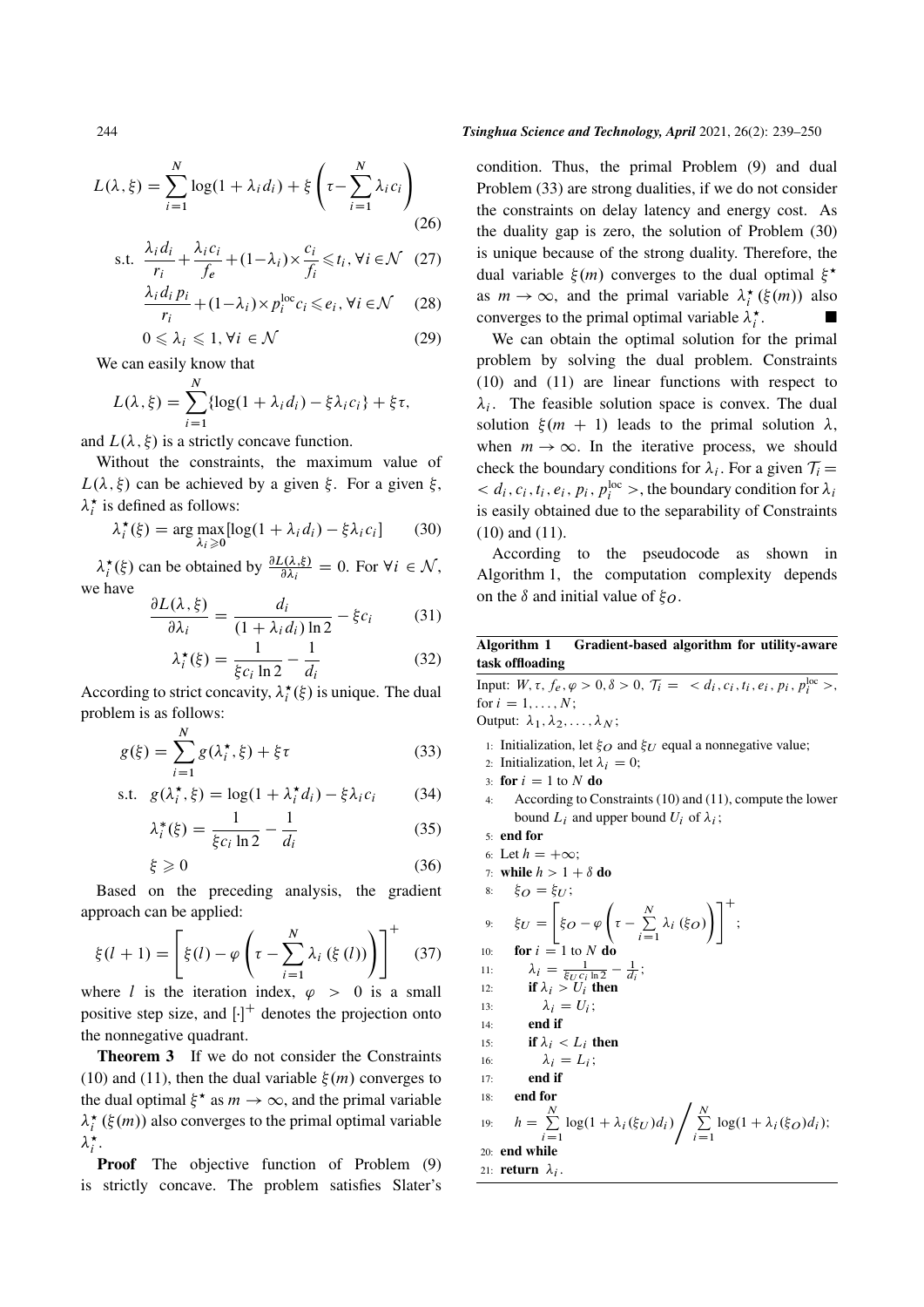$$L(\lambda, \xi) = \sum_{i=1}^{N} \log(1 + \lambda_i d_i) + \xi \left( \tau - \sum_{i=1}^{N} \lambda_i c_i \right) \tag{26}$$

$$\text{s.t.} \ \frac{\lambda_i d_i}{r_i} + \frac{\lambda_i c_i}{f_e} + (1-\lambda_i) \times \frac{c_i}{f_i} \leqslant t_i, \forall i \in \mathcal{N} \tag{27}$$

$$\frac{\lambda_i d_i p_i}{r_i} + (1-\lambda_i) \times p_i^{\text{loc}} c_i \leqslant e_i, \forall i \in \mathcal{N} \tag{28}$$

$$0 \leqslant \lambda_i \leqslant 1, \forall i \in \mathcal{N} \tag{29}$$

We can easily know that

$$L(\lambda, \xi) = \sum_{i=1}^{N} \{\log(1 + \lambda_i d_i) - \xi \lambda_i c_i\} + \xi \tau,$$

and $L(\lambda, \xi)$ is a strictly concave function.

Without the constraints, the maximum value of $L(\lambda, \xi)$ can be achieved by a given $\xi$. For a given $\xi$, $\lambda_i^\star$ is defined as follows:

$$\lambda_i^\star(\xi) = \arg \max_{\lambda_i \geqslant 0} [\log(1 + \lambda_i d_i) - \xi \lambda_i c_i] \tag{30}$$

$\lambda_i^\star(\xi)$ can be obtained by $\frac{\partial L(\lambda, \xi)}{\partial \lambda_i} = 0$. For $\forall i \in \mathcal{N}$, we have

$$\frac{\partial L(\lambda, \xi)}{\partial \lambda_i} = \frac{d_i}{(1 + \lambda_i d_i) \ln 2} - \xi c_i \tag{31}$$

$$\lambda_i^\star(\xi) = \frac{1}{\xi c_i \ln 2} - \frac{1}{d_i} \tag{32}$$

According to strict concavity, $\lambda_i^\star(\xi)$ is unique. The dual problem is as follows:

$$g(\xi) = \sum_{i=1}^{N} g(\lambda_i^\star, \xi) + \xi \tau \tag{33}$$

$$\text{s.t.} \ g(\lambda_i^\star, \xi) = \log(1 + \lambda_i^\star d_i) - \xi \lambda_i c_i \tag{34}$$

$$\lambda_i^*(\xi) = \frac{1}{\xi c_i \ln 2} - \frac{1}{d_i} \tag{35}$$

$$\xi \geqslant 0 \tag{36}$$

Based on the preceding analysis, the gradient approach can be applied:

$$\xi(l+1) = \left[ \xi(l) - \varphi \left( \tau - \sum_{i=1}^{N} \lambda_i \left( \xi \left( l \right) \right) \right) \right]^+ \tag{37}$$

where $l$ is the iteration index, $\varphi > 0$ is a small positive step size, and $[\cdot]^+$ denotes the projection onto the nonnegative quadrant.

**Theorem 3** If we do not consider the Constraints (10) and (11), then the dual variable $\xi(m)$ converges to the dual optimal $\xi^\star$ as $m \to \infty$, and the primal variable $\lambda_i^\star(\xi(m))$ also converges to the primal optimal variable $\lambda_i^\star$.

**Proof** The objective function of Problem (9) is strictly concave. The problem satisfies Slater's condition. Thus, the primal Problem (9) and dual Problem (33) are strong dualities, if we do not consider the constraints on delay latency and energy cost. As the duality gap is zero, the solution of Problem (30) is unique because of the strong duality. Therefore, the dual variable $\xi(m)$ converges to the dual optimal $\xi^\star$ as $m \to \infty$, and the primal variable $\lambda_i^\star(\xi(m))$ also converges to the primal optimal variable $\lambda_i^\star$. ■

We can obtain the optimal solution for the primal problem by solving the dual problem. Constraints (10) and (11) are linear functions with respect to $\lambda_i$. The feasible solution space is convex. The dual solution $\xi(m+1)$ leads to the primal solution $\lambda$, when $m \to \infty$. In the iterative process, we should check the boundary conditions for $\lambda_i$. For a given $\mathcal{T}_i = < d_i, c_i, t_i, e_i, p_i, p_i^{\text{loc}} >$, the boundary condition for $\lambda_i$ is easily obtained due to the separability of Constraints (10) and (11).

According to the pseudocode as shown in Algorithm 1, the computation complexity depends on the $\delta$ and initial value of $\xi_O$.

**Algorithm 1 Gradient-based algorithm for utility-aware task offloading**

Input: $W, \tau, f_e, \varphi > 0, \delta > 0, \mathcal{T}_i = < d_i, c_i, t_i, e_i, p_i, p_i^{\text{loc}} >$, for $i = 1, \ldots, N$;
Output: $\lambda_1, \lambda_2, \ldots, \lambda_N$;

1: Initialization, let $\xi_O$ and $\xi_U$ equal a nonnegative value;
2: Initialization, let $\lambda_i = 0$;
3: **for** $i = 1$ to $N$ **do**
4: According to Constraints (10) and (11), compute the lower bound $L_i$ and upper bound $U_i$ of $\lambda_i$;
5: **end for**
6: Let $h = +\infty$;
7: **while** $h > 1 + \delta$ **do**
8: $\xi_O = \xi_U$;
9: $\xi_U = \left[ \xi_O - \varphi \left( \tau - \sum_{i=1}^{N} \lambda_i (\xi_O) \right) \right]^+$;
10: **for** $i = 1$ to $N$ **do**
11: $\lambda_i = \frac{1}{\xi_U c_i \ln 2} - \frac{1}{d_i}$;
12: **if** $\lambda_i > U_i$ **then**
13: $\lambda_i = U_i$;
14: **end if**
15: **if** $\lambda_i < L_i$ **then**
16: $\lambda_i = L_i$;
17: **end if**
18: **end for**
19: $h = \sum_{i=1}^{N} \log(1 + \lambda_i(\xi_U) d_i) \Big/ \sum_{i=1}^{N} \log(1 + \lambda_i(\xi_O) d_i)$;
20: **end while**
21: **return** $\lambda_i$.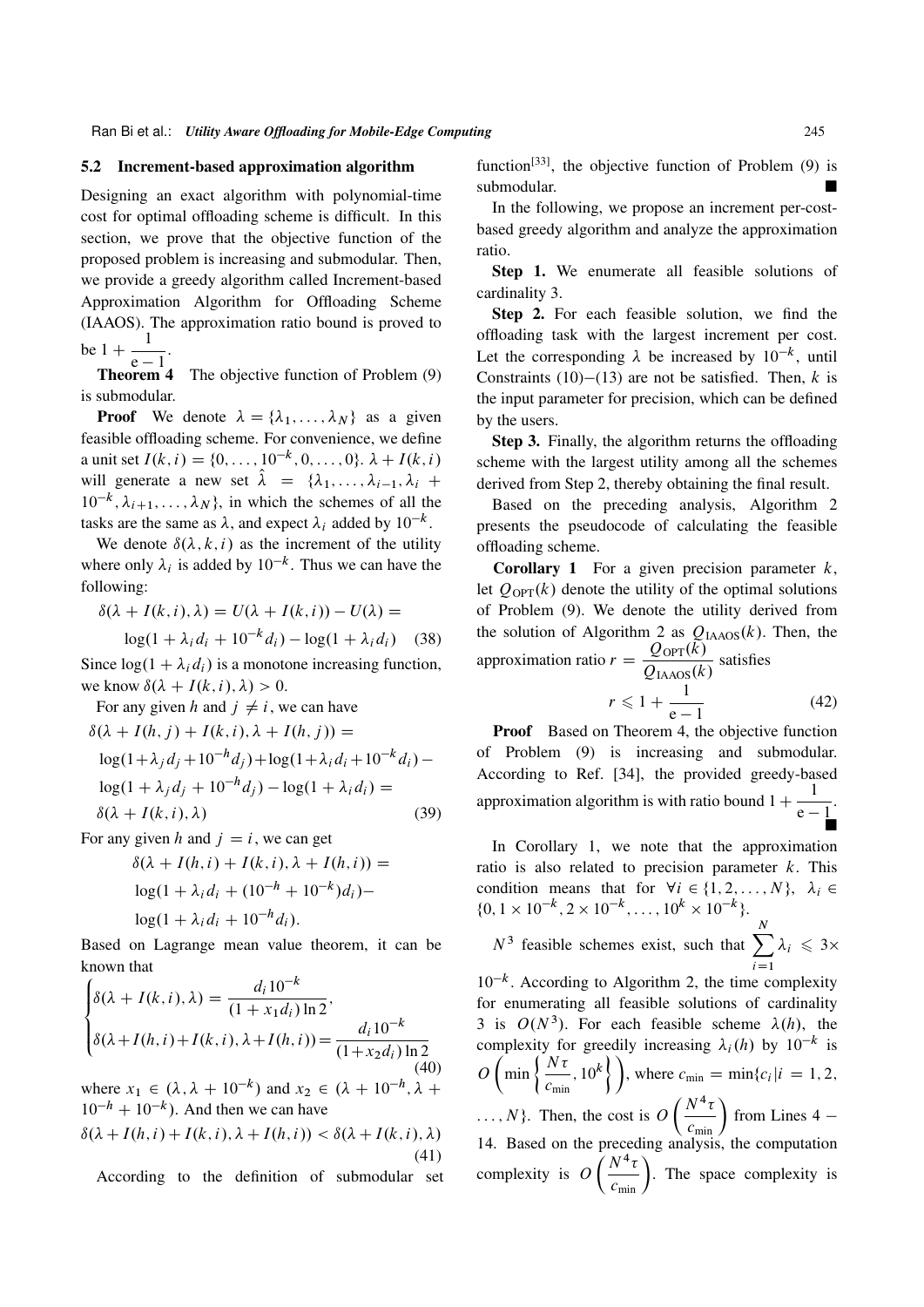### 5.2 Increment-based approximation algorithm

Designing an exact algorithm with polynomial-time cost for optimal offloading scheme is difficult. In this section, we prove that the objective function of the proposed problem is increasing and submodular. Then, we provide a greedy algorithm called Increment-based Approximation Algorithm for Offloading Scheme (IAAOS). The approximation ratio bound is proved to be $1 + \dfrac{1}{\mathrm{e}-1}$.

**Theorem 4** The objective function of Problem (9) is submodular.

**Proof** We denote $\lambda = \{\lambda_1, \ldots, \lambda_N\}$ as a given feasible offloading scheme. For convenience, we define a unit set $I(k,i) = \{0, \ldots, 10^{-k}, 0, \ldots, 0\}$. $\lambda + I(k,i)$ will generate a new set $\hat{\lambda} = \{\lambda_1, \ldots, \lambda_{i-1}, \lambda_i + 10^{-k}, \lambda_{i+1}, \ldots, \lambda_N\}$, in which the schemes of all the tasks are the same as $\lambda$, and expect $\lambda_i$ added by $10^{-k}$.

We denote $\delta(\lambda, k, i)$ as the increment of the utility where only $\lambda_i$ is added by $10^{-k}$. Thus we can have the following:

$$\delta(\lambda + I(k,i), \lambda) = U(\lambda + I(k,i)) - U(\lambda) = \log(1 + \lambda_i d_i + 10^{-k} d_i) - \log(1 + \lambda_i d_i) \quad (38)$$

Since $\log(1 + \lambda_i d_i)$ is a monotone increasing function, we know $\delta(\lambda + I(k,i), \lambda) > 0$.

For any given $h$ and $j \neq i$, we can have

$$\begin{aligned}
&\delta(\lambda + I(h,j) + I(k,i), \lambda + I(h,j)) = \\
&\log(1+\lambda_j d_j + 10^{-h} d_j) + \log(1+\lambda_i d_i + 10^{-k} d_i) - \\
&\log(1+\lambda_j d_j + 10^{-h} d_j) - \log(1+\lambda_i d_i) = \\
&\delta(\lambda + I(k,i), \lambda)
\end{aligned} \quad (39)$$

For any given $h$ and $j = i$, we can get

$$\begin{aligned}
&\delta(\lambda + I(h,i) + I(k,i), \lambda + I(h,i)) = \\
&\log(1 + \lambda_i d_i + (10^{-h} + 10^{-k}) d_i) - \\
&\log(1 + \lambda_i d_i + 10^{-h} d_i).
\end{aligned}$$

Based on Lagrange mean value theorem, it can be known that

$$\begin{cases}
\delta(\lambda + I(k,i), \lambda) = \dfrac{d_i 10^{-k}}{(1 + x_1 d_i)\ln 2}, \\
\delta(\lambda + I(h,i) + I(k,i), \lambda + I(h,i)) = \dfrac{d_i 10^{-k}}{(1 + x_2 d_i)\ln 2}
\end{cases} \quad (40)$$

where $x_1 \in (\lambda, \lambda + 10^{-k})$ and $x_2 \in (\lambda + 10^{-h}, \lambda + 10^{-h} + 10^{-k})$. And then we can have

$$\delta(\lambda + I(h,i) + I(k,i), \lambda + I(h,i)) < \delta(\lambda + I(k,i), \lambda) \quad (41)$$

According to the definition of submodular set function[33], the objective function of Problem (9) is submodular. ■

In the following, we propose an increment per-cost-based greedy algorithm and analyze the approximation ratio.

**Step 1.** We enumerate all feasible solutions of cardinality 3.

**Step 2.** For each feasible solution, we find the offloading task with the largest increment per cost. Let the corresponding $\lambda$ be increased by $10^{-k}$, until Constraints (10)−(13) are not be satisfied. Then, $k$ is the input parameter for precision, which can be defined by the users.

**Step 3.** Finally, the algorithm returns the offloading scheme with the largest utility among all the schemes derived from Step 2, thereby obtaining the final result.

Based on the preceding analysis, Algorithm 2 presents the pseudocode of calculating the feasible offloading scheme.

**Corollary 1** For a given precision parameter $k$, let $Q_{\mathrm{OPT}}(k)$ denote the utility of the optimal solutions of Problem (9). We denote the utility derived from the solution of Algorithm 2 as $Q_{\mathrm{IAAOS}}(k)$. Then, the approximation ratio $r = \dfrac{Q_{\mathrm{OPT}}(k)}{Q_{\mathrm{IAAOS}}(k)}$ satisfies

$$r \leqslant 1 + \frac{1}{\mathrm{e}-1} \quad (42)$$

**Proof** Based on Theorem 4, the objective function of Problem (9) is increasing and submodular. According to Ref. [34], the provided greedy-based approximation algorithm is with ratio bound $1 + \dfrac{1}{\mathrm{e}-1}$. ■

In Corollary 1, we note that the approximation ratio is also related to precision parameter $k$. This condition means that for $\forall i \in \{1, 2, \ldots, N\}$, $\lambda_i \in \{0, 1 \times 10^{-k}, 2 \times 10^{-k}, \ldots, 10^k \times 10^{-k}\}$. $N^3$ feasible schemes exist, such that $\sum_{i=1}^{N} \lambda_i \leqslant 3 \times 10^{-k}$. According to Algorithm 2, the time complexity for enumerating all feasible solutions of cardinality 3 is $O(N^3)$. For each feasible scheme $\lambda(h)$, the complexity for greedily increasing $\lambda_i(h)$ by $10^{-k}$ is $O\left(\min\left\{\dfrac{N\tau}{c_{\min}}, 10^k\right\}\right)$, where $c_{\min} = \min\{c_i | i = 1, 2, \ldots, N\}$. Then, the cost is $O\left(\dfrac{N^4 \tau}{c_{\min}}\right)$ from Lines 4 − 14. Based on the preceding analysis, the computation complexity is $O\left(\dfrac{N^4 \tau}{c_{\min}}\right)$. The space complexity is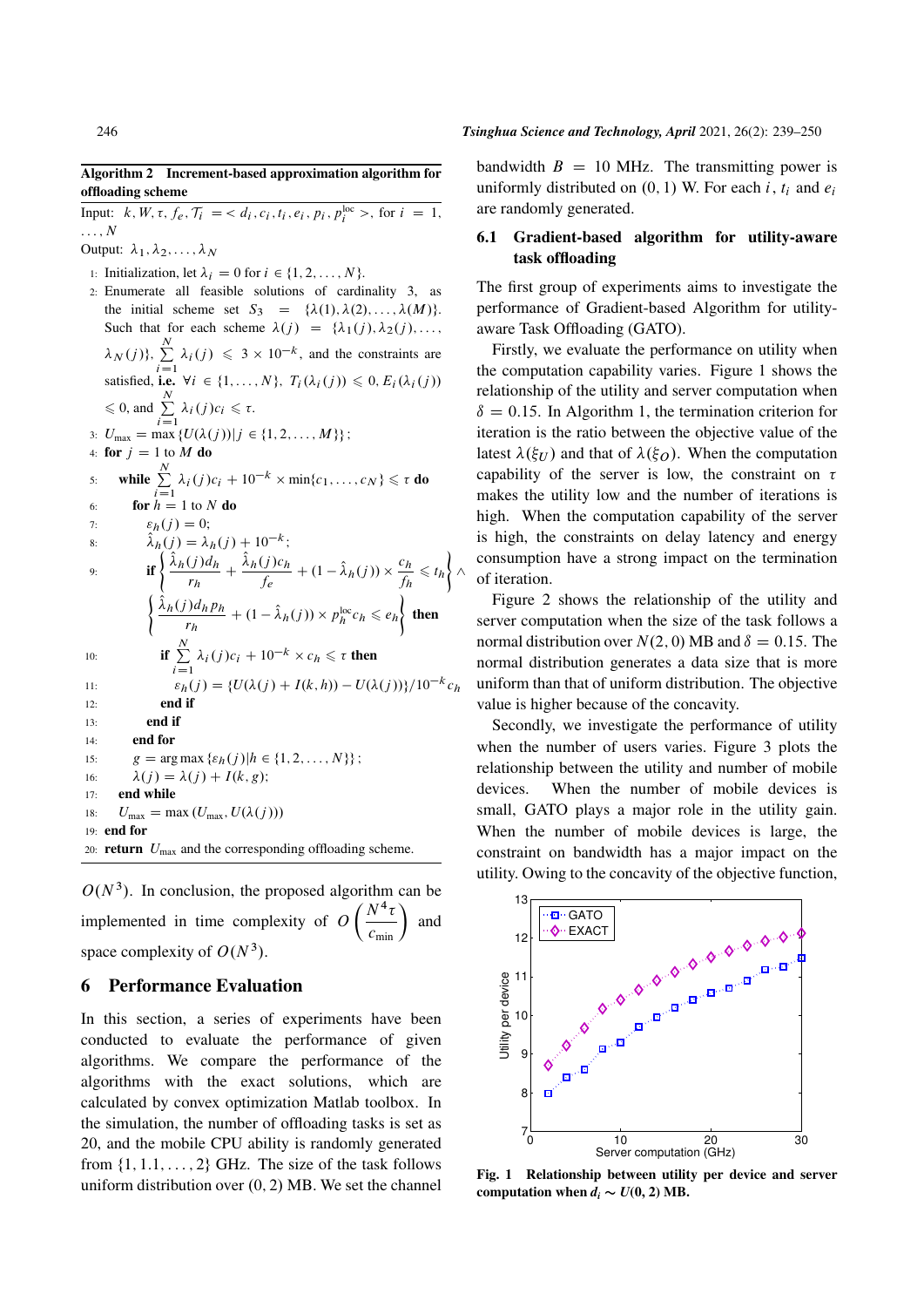**Algorithm 2 Increment-based approximation algorithm for offloading scheme**

Input: $k, W, \tau, f_e, \mathcal{T}_i = <d_i, c_i, t_i, e_i, p_i, p_i^{\text{loc}}>$, for $i = 1, \ldots, N$

Output: $\lambda_1, \lambda_2, \ldots, \lambda_N$

1: Initialization, let $\lambda_i = 0$ for $i \in \{1, 2, \ldots, N\}$.
2: Enumerate all feasible solutions of cardinality 3, as the initial scheme set $S_3 = \{\lambda(1), \lambda(2), \ldots, \lambda(M)\}$. Such that for each scheme $\lambda(j) = \{\lambda_1(j), \lambda_2(j), \ldots, \lambda_N(j)\}$, $\sum_{i=1}^{N} \lambda_i(j) \leqslant 3 \times 10^{-k}$, and the constraints are satisfied, **i.e.** $\forall i \in \{1, \ldots, N\}$, $T_i(\lambda_i(j)) \leqslant 0$, $E_i(\lambda_i(j)) \leqslant 0$, and $\sum_{i=1}^{N} \lambda_i(j) c_i \leqslant \tau$.
3: $U_{\max} = \max\{U(\lambda(j)) | j \in \{1, 2, \ldots, M\}\}$;
4: **for** $j = 1$ to $M$ **do**
5: &nbsp;&nbsp;**while** $\sum_{i=1}^{N} \lambda_i(j) c_i + 10^{-k} \times \min\{c_1, \ldots, c_N\} \leqslant \tau$ **do**
6: &nbsp;&nbsp;&nbsp;&nbsp;**for** $h = 1$ to $N$ **do**
7: &nbsp;&nbsp;&nbsp;&nbsp;&nbsp;&nbsp;$\varepsilon_h(j) = 0$;
8: &nbsp;&nbsp;&nbsp;&nbsp;&nbsp;&nbsp;$\hat{\lambda}_h(j) = \lambda_h(j) + 10^{-k}$;
9: &nbsp;&nbsp;&nbsp;&nbsp;&nbsp;&nbsp;**if** $\left\{ \frac{\hat{\lambda}_h(j) d_h}{r_h} + \frac{\hat{\lambda}_h(j) c_h}{f_e} + (1 - \hat{\lambda}_h(j)) \times \frac{c_h}{f_h} \leqslant t_h \right\} \wedge \left\{ \frac{\hat{\lambda}_h(j) d_h p_h}{r_h} + (1 - \hat{\lambda}_h(j)) \times p_h^{\text{loc}} c_h \leqslant e_h \right\}$ **then**
10: &nbsp;&nbsp;&nbsp;&nbsp;&nbsp;&nbsp;&nbsp;&nbsp;**if** $\sum_{i=1}^{N} \lambda_i(j) c_i + 10^{-k} \times c_h \leqslant \tau$ **then**
11: &nbsp;&nbsp;&nbsp;&nbsp;&nbsp;&nbsp;&nbsp;&nbsp;&nbsp;&nbsp;$\varepsilon_h(j) = \{U(\lambda(j) + I(k, h)) - U(\lambda(j))\} / 10^{-k} c_h$
12: &nbsp;&nbsp;&nbsp;&nbsp;&nbsp;&nbsp;&nbsp;&nbsp;**end if**
13: &nbsp;&nbsp;&nbsp;&nbsp;&nbsp;&nbsp;**end if**
14: &nbsp;&nbsp;&nbsp;&nbsp;**end for**
15: &nbsp;&nbsp;&nbsp;&nbsp;$g = \arg\max\{\varepsilon_h(j) | h \in \{1, 2, \ldots, N\}\}$;
16: &nbsp;&nbsp;&nbsp;&nbsp;$\lambda(j) = \lambda(j) + I(k, g)$;
17: &nbsp;&nbsp;**end while**
18: &nbsp;&nbsp;$U_{\max} = \max(U_{\max}, U(\lambda(j)))$
19: **end for**
20: **return** $U_{\max}$ and the corresponding offloading scheme.

$O(N^3)$. In conclusion, the proposed algorithm can be implemented in time complexity of $O\left(\frac{N^4 \tau}{c_{\min}}\right)$ and space complexity of $O(N^3)$.

## 6 Performance Evaluation

In this section, a series of experiments have been conducted to evaluate the performance of given algorithms. We compare the performance of the algorithms with the exact solutions, which are calculated by convex optimization Matlab toolbox. In the simulation, the number of offloading tasks is set as 20, and the mobile CPU ability is randomly generated from $\{1, 1.1, \ldots, 2\}$ GHz. The size of the task follows uniform distribution over $(0, 2)$ MB. We set the channel bandwidth $B = 10$ MHz. The transmitting power is uniformly distributed on $(0, 1)$ W. For each $i$, $t_i$ and $e_i$ are randomly generated.

### 6.1 Gradient-based algorithm for utility-aware task offloading

The first group of experiments aims to investigate the performance of Gradient-based Algorithm for utility-aware Task Offloading (GATO).

Firstly, we evaluate the performance on utility when the computation capability varies. Figure 1 shows the relationship of the utility and server computation when $\delta = 0.15$. In Algorithm 1, the termination criterion for iteration is the ratio between the objective value of the latest $\lambda(\xi_U)$ and that of $\lambda(\xi_O)$. When the computation capability of the server is low, the constraint on $\tau$ makes the utility low and the number of iterations is high. When the computation capability of the server is high, the constraints on delay latency and energy consumption have a strong impact on the termination of iteration.

Figure 2 shows the relationship of the utility and server computation when the size of the task follows a normal distribution over $N(2, 0)$ MB and $\delta = 0.15$. The normal distribution generates a data size that is more uniform than that of uniform distribution. The objective value is higher because of the concavity.

Secondly, we investigate the performance of utility when the number of users varies. Figure 3 plots the relationship between the utility and number of mobile devices. When the number of mobile devices is small, GATO plays a major role in the utility gain. When the number of mobile devices is large, the constraint on bandwidth has a major impact on the utility. Owing to the concavity of the objective function,

**Fig. 1 Relationship between utility per device and server computation when $d_i \sim U(0, 2)$ MB.**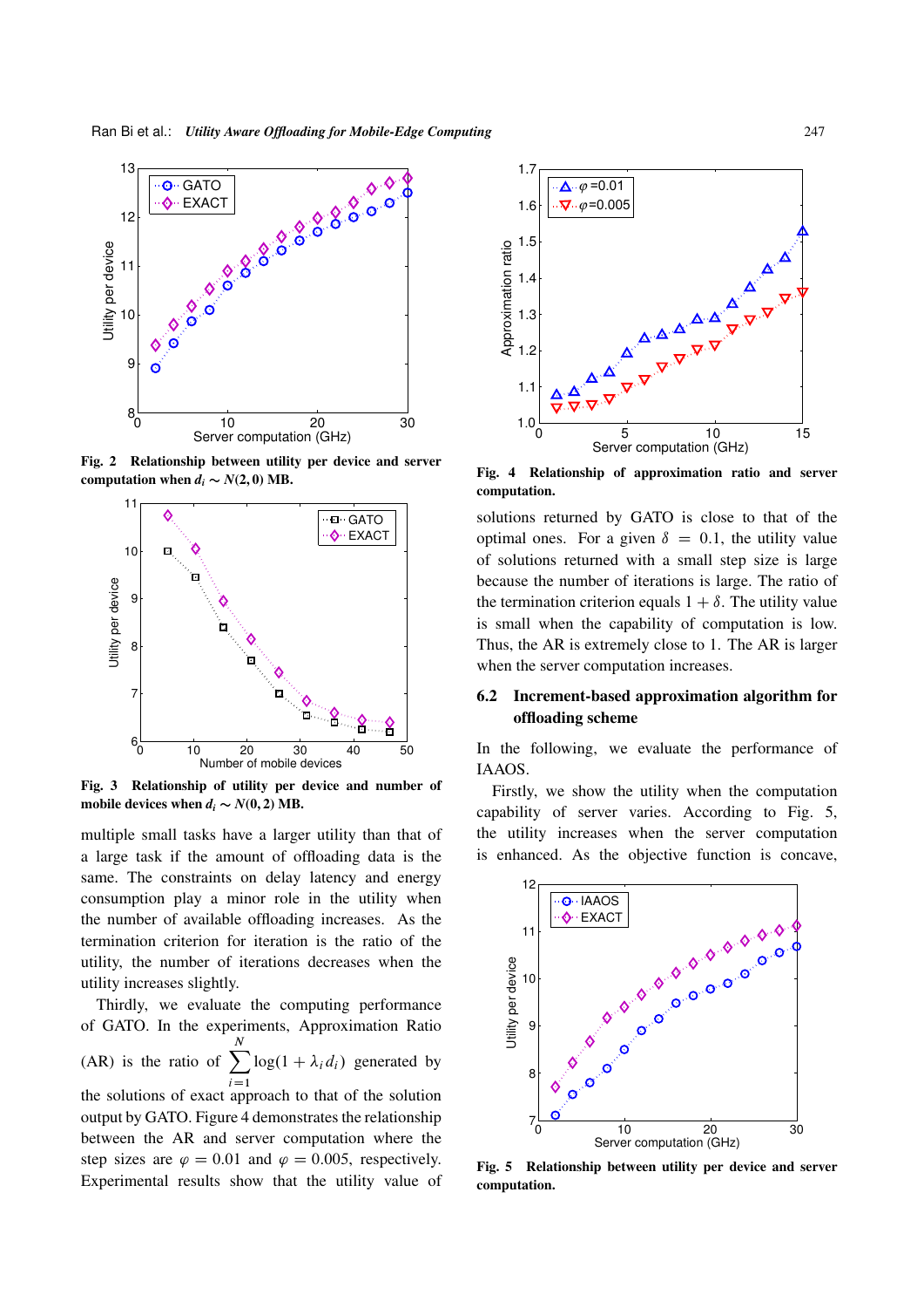**Fig. 2 Relationship between utility per device and server computation when $d_i \sim N(2,0)$ MB.**

**Fig. 3 Relationship of utility per device and number of mobile devices when $d_i \sim N(0,2)$ MB.**

multiple small tasks have a larger utility than that of a large task if the amount of offloading data is the same. The constraints on delay latency and energy consumption play a minor role in the utility when the number of available offloading increases. As the termination criterion for iteration is the ratio of the utility, the number of iterations decreases when the utility increases slightly.

Thirdly, we evaluate the computing performance of GATO. In the experiments, Approximation Ratio (AR) is the ratio of $\sum_{i=1}^{N} \log(1+\lambda_i d_i)$ generated by the solutions of exact approach to that of the solution output by GATO. Figure 4 demonstrates the relationship between the AR and server computation where the step sizes are $\varphi = 0.01$ and $\varphi = 0.005$, respectively. Experimental results show that the utility value of solutions returned by GATO is close to that of the optimal ones. For a given $\delta = 0.1$, the utility value of solutions returned with a small step size is large because the number of iterations is large. The ratio of the termination criterion equals $1+\delta$. The utility value is small when the capability of computation is low. Thus, the AR is extremely close to 1. The AR is larger when the server computation increases.

**Fig. 4 Relationship of approximation ratio and server computation.**

## 6.2 Increment-based approximation algorithm for offloading scheme

In the following, we evaluate the performance of IAAOS.

Firstly, we show the utility when the computation capability of server varies. According to Fig. 5, the utility increases when the server computation is enhanced. As the objective function is concave,

**Fig. 5 Relationship between utility per device and server computation.**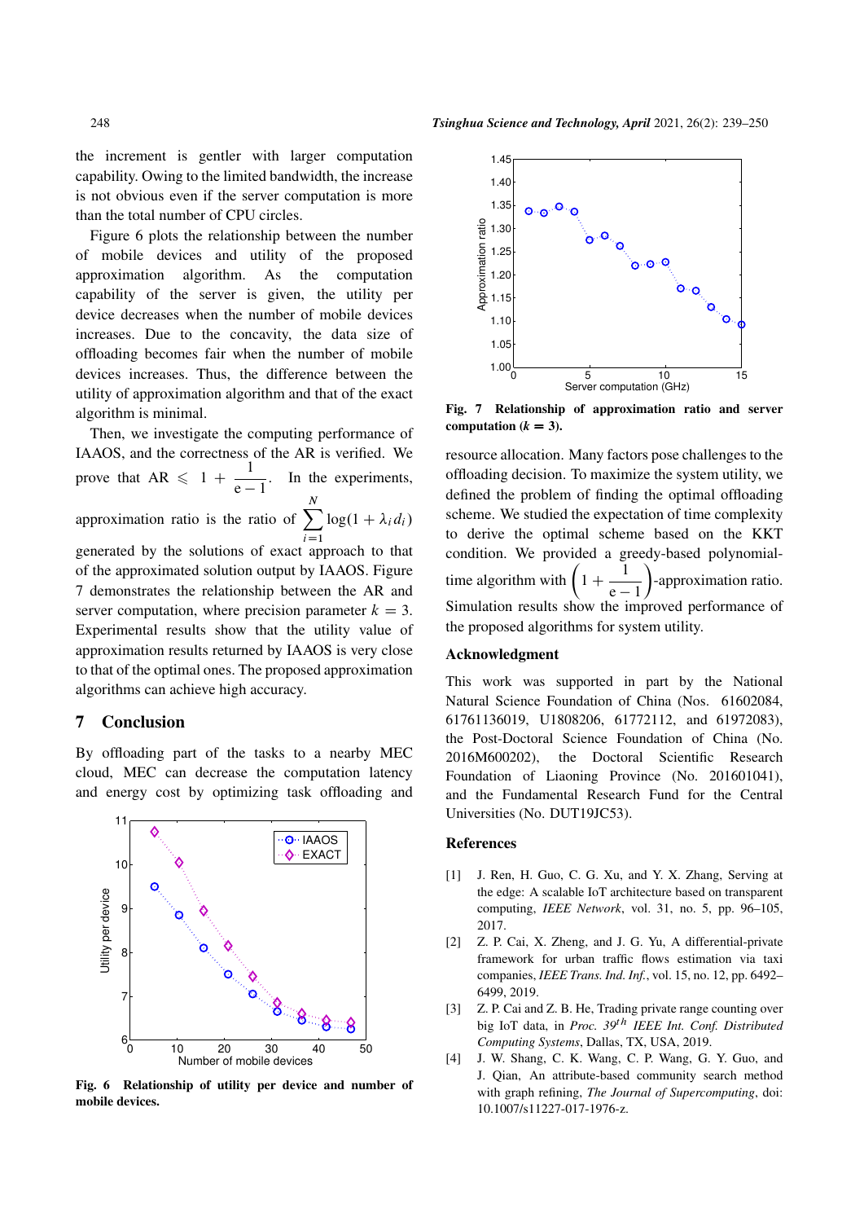the increment is gentler with larger computation capability. Owing to the limited bandwidth, the increase is not obvious even if the server computation is more than the total number of CPU circles.

Figure 6 plots the relationship between the number of mobile devices and utility of the proposed approximation algorithm. As the computation capability of the server is given, the utility per device decreases when the number of mobile devices increases. Due to the concavity, the data size of offloading becomes fair when the number of mobile devices increases. Thus, the difference between the utility of approximation algorithm and that of the exact algorithm is minimal.

Then, we investigate the computing performance of IAAOS, and the correctness of the AR is verified. We prove that AR $\leqslant 1 + \dfrac{1}{\mathrm{e}-1}$. In the experiments, approximation ratio is the ratio of $\sum_{i=1}^{N} \log(1+\lambda_i d_i)$ generated by the solutions of exact approach to that of the approximated solution output by IAAOS. Figure 7 demonstrates the relationship between the AR and server computation, where precision parameter $k = 3$. Experimental results show that the utility value of approximation results returned by IAAOS is very close to that of the optimal ones. The proposed approximation algorithms can achieve high accuracy.

**Fig. 6 Relationship of utility per device and number of mobile devices.**

**Fig. 7 Relationship of approximation ratio and server computation ($k = 3$).**

## 7 Conclusion

By offloading part of the tasks to a nearby MEC cloud, MEC can decrease the computation latency and energy cost by optimizing task offloading and resource allocation. Many factors pose challenges to the offloading decision. To maximize the system utility, we defined the problem of finding the optimal offloading scheme. We studied the expectation of time complexity to derive the optimal scheme based on the KKT condition. We provided a greedy-based polynomial-time algorithm with $\left(1 + \dfrac{1}{\mathrm{e}-1}\right)$-approximation ratio. Simulation results show the improved performance of the proposed algorithms for system utility.

## Acknowledgment

This work was supported in part by the National Natural Science Foundation of China (Nos. 61602084, 61761136019, U1808206, 61772112, and 61972083), the Post-Doctoral Science Foundation of China (No. 2016M600202), the Doctoral Scientific Research Foundation of Liaoning Province (No. 201601041), and the Fundamental Research Fund for the Central Universities (No. DUT19JC53).

## References

[1] J. Ren, H. Guo, C. G. Xu, and Y. X. Zhang, Serving at the edge: A scalable IoT architecture based on transparent computing, *IEEE Network*, vol. 31, no. 5, pp. 96–105, 2017.

[2] Z. P. Cai, X. Zheng, and J. G. Yu, A differential-private framework for urban traffic flows estimation via taxi companies, *IEEE Trans. Ind. Inf.*, vol. 15, no. 12, pp. 6492–6499, 2019.

[3] Z. P. Cai and Z. B. He, Trading private range counting over big IoT data, in *Proc. 39th IEEE Int. Conf. Distributed Computing Systems*, Dallas, TX, USA, 2019.

[4] J. W. Shang, C. K. Wang, C. P. Wang, G. Y. Guo, and J. Qian, An attribute-based community search method with graph refining, *The Journal of Supercomputing*, doi: 10.1007/s11227-017-1976-z.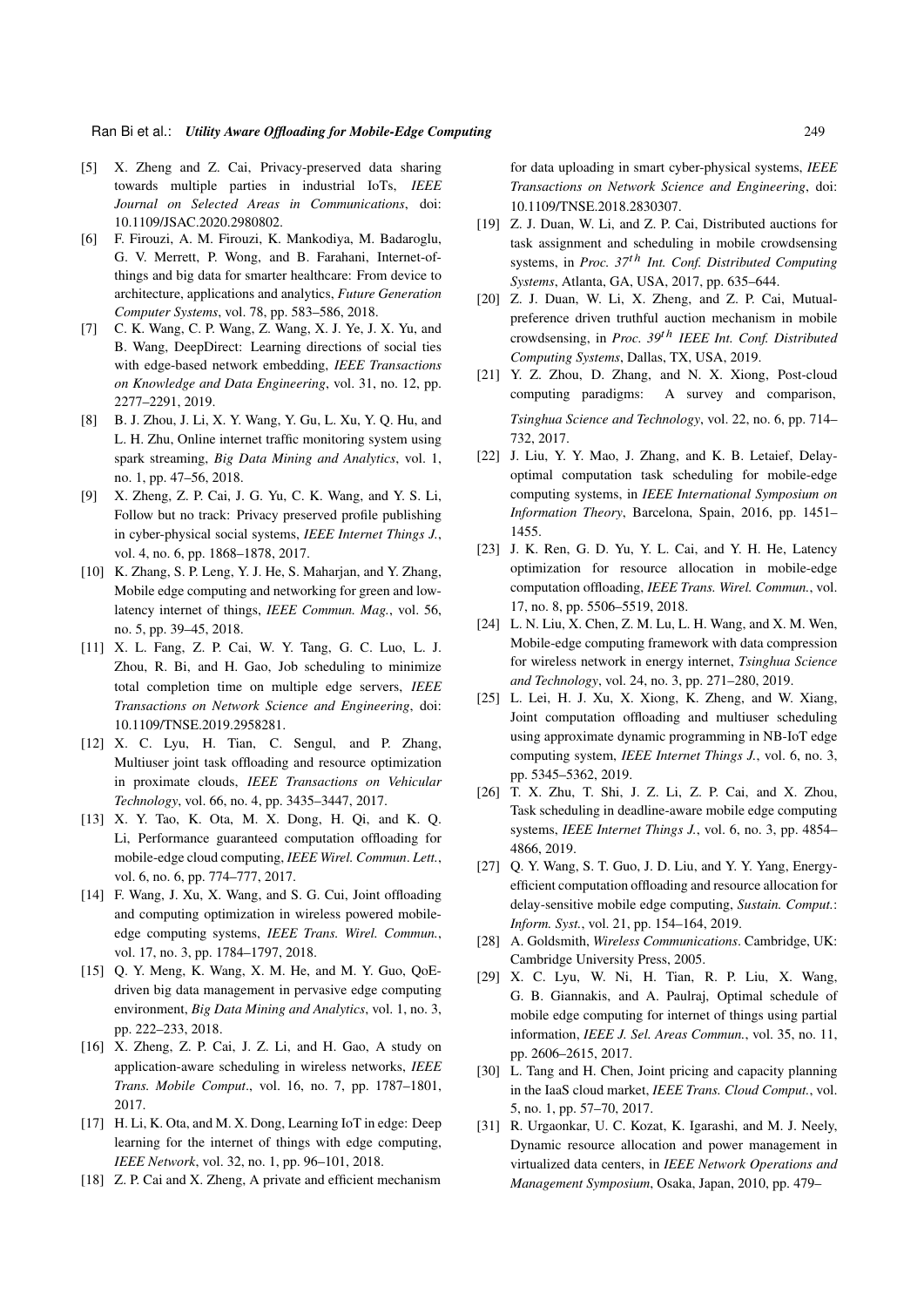[5] X. Zheng and Z. Cai, Privacy-preserved data sharing towards multiple parties in industrial IoTs, *IEEE Journal on Selected Areas in Communications*, doi: 10.1109/JSAC.2020.2980802.

[6] F. Firouzi, A. M. Firouzi, K. Mankodiya, M. Badaroglu, G. V. Merrett, P. Wong, and B. Farahani, Internet-of-things and big data for smarter healthcare: From device to architecture, applications and analytics, *Future Generation Computer Systems*, vol. 78, pp. 583–586, 2018.

[7] C. K. Wang, C. P. Wang, Z. Wang, X. J. Ye, J. X. Yu, and B. Wang, DeepDirect: Learning directions of social ties with edge-based network embedding, *IEEE Transactions on Knowledge and Data Engineering*, vol. 31, no. 12, pp. 2277–2291, 2019.

[8] B. J. Zhou, J. Li, X. Y. Wang, Y. Gu, L. Xu, Y. Q. Hu, and L. H. Zhu, Online internet traffic monitoring system using spark streaming, *Big Data Mining and Analytics*, vol. 1, no. 1, pp. 47–56, 2018.

[9] X. Zheng, Z. P. Cai, J. G. Yu, C. K. Wang, and Y. S. Li, Follow but no track: Privacy preserved profile publishing in cyber-physical social systems, *IEEE Internet Things J.*, vol. 4, no. 6, pp. 1868–1878, 2017.

[10] K. Zhang, S. P. Leng, Y. J. He, S. Maharjan, and Y. Zhang, Mobile edge computing and networking for green and low-latency internet of things, *IEEE Commun. Mag.*, vol. 56, no. 5, pp. 39–45, 2018.

[11] X. L. Fang, Z. P. Cai, W. Y. Tang, G. C. Luo, L. J. Zhou, R. Bi, and H. Gao, Job scheduling to minimize total completion time on multiple edge servers, *IEEE Transactions on Network Science and Engineering*, doi: 10.1109/TNSE.2019.2958281.

[12] X. C. Lyu, H. Tian, C. Sengul, and P. Zhang, Multiuser joint task offloading and resource optimization in proximate clouds, *IEEE Transactions on Vehicular Technology*, vol. 66, no. 4, pp. 3435–3447, 2017.

[13] X. Y. Tao, K. Ota, M. X. Dong, H. Qi, and K. Q. Li, Performance guaranteed computation offloading for mobile-edge cloud computing, *IEEE Wirel. Commun. Lett.*, vol. 6, no. 6, pp. 774–777, 2017.

[14] F. Wang, J. Xu, X. Wang, and S. G. Cui, Joint offloading and computing optimization in wireless powered mobile-edge computing systems, *IEEE Trans. Wirel. Commun.*, vol. 17, no. 3, pp. 1784–1797, 2018.

[15] Q. Y. Meng, K. Wang, X. M. He, and M. Y. Guo, QoE-driven big data management in pervasive edge computing environment, *Big Data Mining and Analytics*, vol. 1, no. 3, pp. 222–233, 2018.

[16] X. Zheng, Z. P. Cai, J. Z. Li, and H. Gao, A study on application-aware scheduling in wireless networks, *IEEE Trans. Mobile Comput*., vol. 16, no. 7, pp. 1787–1801, 2017.

[17] H. Li, K. Ota, and M. X. Dong, Learning IoT in edge: Deep learning for the internet of things with edge computing, *IEEE Network*, vol. 32, no. 1, pp. 96–101, 2018.

[18] Z. P. Cai and X. Zheng, A private and efficient mechanism for data uploading in smart cyber-physical systems, *IEEE Transactions on Network Science and Engineering*, doi: 10.1109/TNSE.2018.2830307.

[19] Z. J. Duan, W. Li, and Z. P. Cai, Distributed auctions for task assignment and scheduling in mobile crowdsensing systems, in *Proc. 37$^{th}$ Int. Conf. Distributed Computing Systems*, Atlanta, GA, USA, 2017, pp. 635–644.

[20] Z. J. Duan, W. Li, X. Zheng, and Z. P. Cai, Mutual-preference driven truthful auction mechanism in mobile crowdsensing, in *Proc. 39$^{th}$ IEEE Int. Conf. Distributed Computing Systems*, Dallas, TX, USA, 2019.

[21] Y. Z. Zhou, D. Zhang, and N. X. Xiong, Post-cloud computing paradigms: A survey and comparison, *Tsinghua Science and Technology*, vol. 22, no. 6, pp. 714–732, 2017.

[22] J. Liu, Y. Y. Mao, J. Zhang, and K. B. Letaief, Delay-optimal computation task scheduling for mobile-edge computing systems, in *IEEE International Symposium on Information Theory*, Barcelona, Spain, 2016, pp. 1451–1455.

[23] J. K. Ren, G. D. Yu, Y. L. Cai, and Y. H. He, Latency optimization for resource allocation in mobile-edge computation offloading, *IEEE Trans. Wirel. Commun.*, vol. 17, no. 8, pp. 5506–5519, 2018.

[24] L. N. Liu, X. Chen, Z. M. Lu, L. H. Wang, and X. M. Wen, Mobile-edge computing framework with data compression for wireless network in energy internet, *Tsinghua Science and Technology*, vol. 24, no. 3, pp. 271–280, 2019.

[25] L. Lei, H. J. Xu, X. Xiong, K. Zheng, and W. Xiang, Joint computation offloading and multiuser scheduling using approximate dynamic programming in NB-IoT edge computing system, *IEEE Internet Things J.*, vol. 6, no. 3, pp. 5345–5362, 2019.

[26] T. X. Zhu, T. Shi, J. Z. Li, Z. P. Cai, and X. Zhou, Task scheduling in deadline-aware mobile edge computing systems, *IEEE Internet Things J.*, vol. 6, no. 3, pp. 4854–4866, 2019.

[27] Q. Y. Wang, S. T. Guo, J. D. Liu, and Y. Y. Yang, Energy-efficient computation offloading and resource allocation for delay-sensitive mobile edge computing, *Sustain. Comput.: Inform. Syst.*, vol. 21, pp. 154–164, 2019.

[28] A. Goldsmith, *Wireless Communications*. Cambridge, UK: Cambridge University Press, 2005.

[29] X. C. Lyu, W. Ni, H. Tian, R. P. Liu, X. Wang, G. B. Giannakis, and A. Paulraj, Optimal schedule of mobile edge computing for internet of things using partial information, *IEEE J. Sel. Areas Commun.*, vol. 35, no. 11, pp. 2606–2615, 2017.

[30] L. Tang and H. Chen, Joint pricing and capacity planning in the IaaS cloud market, *IEEE Trans. Cloud Comput.*, vol. 5, no. 1, pp. 57–70, 2017.

[31] R. Urgaonkar, U. C. Kozat, K. Igarashi, and M. J. Neely, Dynamic resource allocation and power management in virtualized data centers, in *IEEE Network Operations and Management Symposium*, Osaka, Japan, 2010, pp. 479–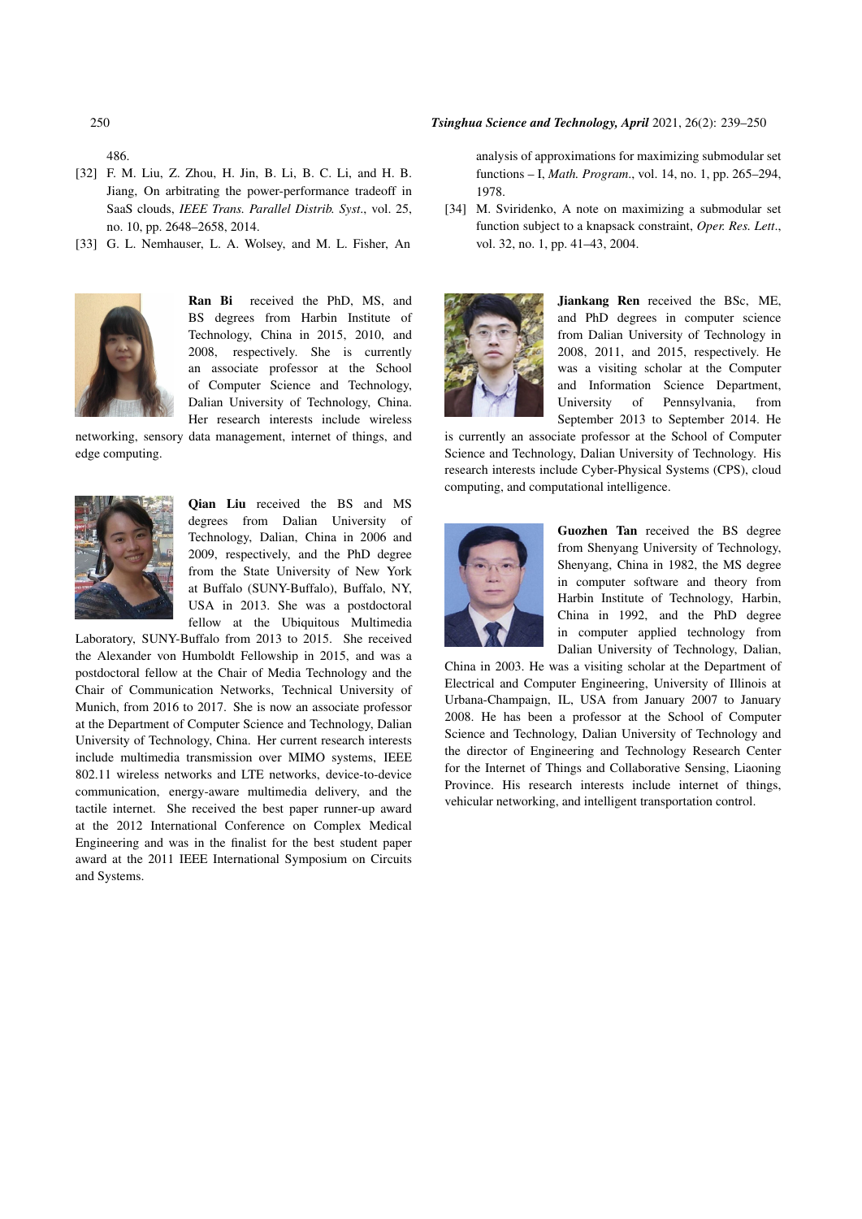486.

[32] F. M. Liu, Z. Zhou, H. Jin, B. Li, B. C. Li, and H. B. Jiang, On arbitrating the power-performance tradeoff in SaaS clouds, *IEEE Trans. Parallel Distrib. Syst.*, vol. 25, no. 10, pp. 2648–2658, 2014.

[33] G. L. Nemhauser, L. A. Wolsey, and M. L. Fisher, An analysis of approximations for maximizing submodular set functions – I, *Math. Program.*, vol. 14, no. 1, pp. 265–294, 1978.

[34] M. Sviridenko, A note on maximizing a submodular set function subject to a knapsack constraint, *Oper. Res. Lett.*, vol. 32, no. 1, pp. 41–43, 2004.

**Ran Bi** received the PhD, MS, and BS degrees from Harbin Institute of Technology, China in 2015, 2010, and 2008, respectively. She is currently an associate professor at the School of Computer Science and Technology, Dalian University of Technology, China. Her research interests include wireless networking, sensory data management, internet of things, and edge computing.

**Qian Liu** received the BS and MS degrees from Dalian University of Technology, Dalian, China in 2006 and 2009, respectively, and the PhD degree from the State University of New York at Buffalo (SUNY-Buffalo), Buffalo, NY, USA in 2013. She was a postdoctoral fellow at the Ubiquitous Multimedia Laboratory, SUNY-Buffalo from 2013 to 2015. She received the Alexander von Humboldt Fellowship in 2015, and was a postdoctoral fellow at the Chair of Media Technology and the Chair of Communication Networks, Technical University of Munich, from 2016 to 2017. She is now an associate professor at the Department of Computer Science and Technology, Dalian University of Technology, China. Her current research interests include multimedia transmission over MIMO systems, IEEE 802.11 wireless networks and LTE networks, device-to-device communication, energy-aware multimedia delivery, and the tactile internet. She received the best paper runner-up award at the 2012 International Conference on Complex Medical Engineering and was in the finalist for the best student paper award at the 2011 IEEE International Symposium on Circuits and Systems.

**Jiankang Ren** received the BSc, ME, and PhD degrees in computer science from Dalian University of Technology in 2008, 2011, and 2015, respectively. He was a visiting scholar at the Computer and Information Science Department, University of Pennsylvania, from September 2013 to September 2014. He is currently an associate professor at the School of Computer Science and Technology, Dalian University of Technology. His research interests include Cyber-Physical Systems (CPS), cloud computing, and computational intelligence.

**Guozhen Tan** received the BS degree from Shenyang University of Technology, Shenyang, China in 1982, the MS degree in computer software and theory from Harbin Institute of Technology, Harbin, China in 1992, and the PhD degree in computer applied technology from Dalian University of Technology, Dalian, China in 2003. He was a visiting scholar at the Department of Electrical and Computer Engineering, University of Illinois at Urbana-Champaign, IL, USA from January 2007 to January 2008. He has been a professor at the School of Computer Science and Technology, Dalian University of Technology and the director of Engineering and Technology Research Center for the Internet of Things and Collaborative Sensing, Liaoning Province. His research interests include internet of things, vehicular networking, and intelligent transportation control.